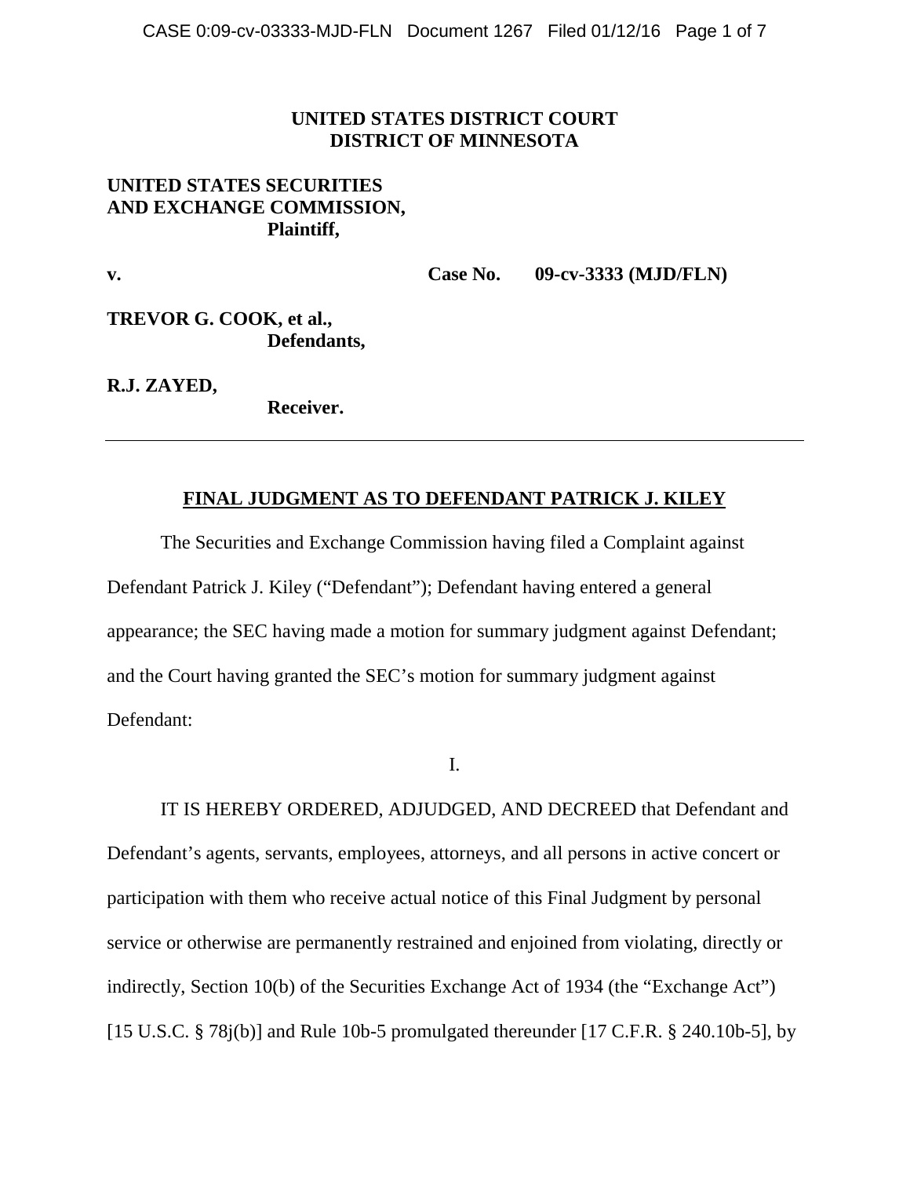**UNITED STATES DISTRICT COURT**
**DISTRICT OF MINNESOTA**

**UNITED STATES SECURITIES AND EXCHANGE COMMISSION,**
**Plaintiff,**

**v.** **Case No. 09-cv-3333 (MJD/FLN)**

**TREVOR G. COOK, et al.,**
**Defendants,**

**R.J. ZAYED,**
**Receiver.**

---

## FINAL JUDGMENT AS TO DEFENDANT PATRICK J. KILEY

The Securities and Exchange Commission having filed a Complaint against Defendant Patrick J. Kiley ("Defendant"); Defendant having entered a general appearance; the SEC having made a motion for summary judgment against Defendant; and the Court having granted the SEC's motion for summary judgment against Defendant:

I.

IT IS HEREBY ORDERED, ADJUDGED, AND DECREED that Defendant and Defendant's agents, servants, employees, attorneys, and all persons in active concert or participation with them who receive actual notice of this Final Judgment by personal service or otherwise are permanently restrained and enjoined from violating, directly or indirectly, Section 10(b) of the Securities Exchange Act of 1934 (the "Exchange Act") [15 U.S.C. § 78j(b)] and Rule 10b-5 promulgated thereunder [17 C.F.R. § 240.10b-5], by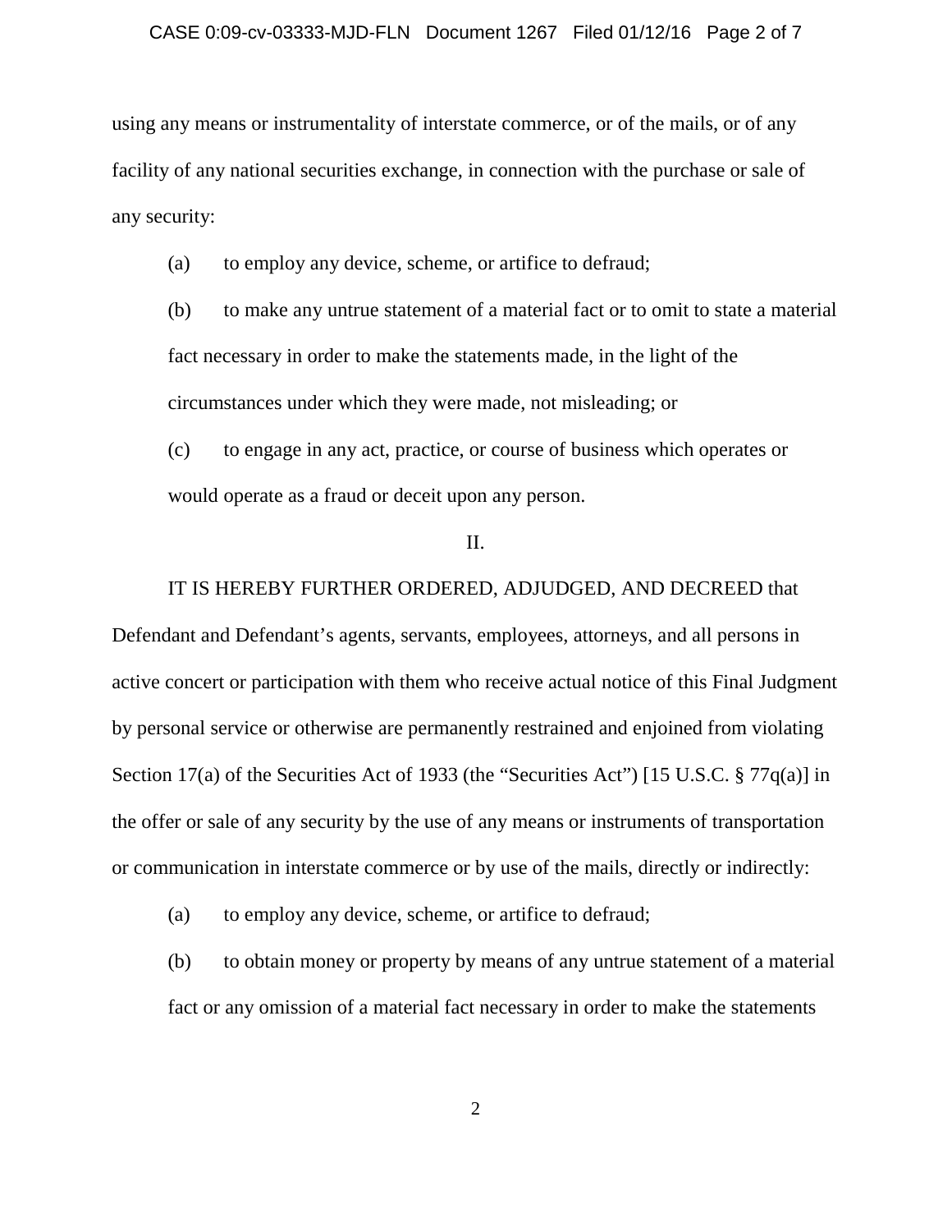using any means or instrumentality of interstate commerce, or of the mails, or of any facility of any national securities exchange, in connection with the purchase or sale of any security:

(a) to employ any device, scheme, or artifice to defraud;

(b) to make any untrue statement of a material fact or to omit to state a material fact necessary in order to make the statements made, in the light of the circumstances under which they were made, not misleading; or

(c) to engage in any act, practice, or course of business which operates or would operate as a fraud or deceit upon any person.

II.

IT IS HEREBY FURTHER ORDERED, ADJUDGED, AND DECREED that Defendant and Defendant's agents, servants, employees, attorneys, and all persons in active concert or participation with them who receive actual notice of this Final Judgment by personal service or otherwise are permanently restrained and enjoined from violating Section 17(a) of the Securities Act of 1933 (the "Securities Act") [15 U.S.C. § 77q(a)] in the offer or sale of any security by the use of any means or instruments of transportation or communication in interstate commerce or by use of the mails, directly or indirectly:

(a) to employ any device, scheme, or artifice to defraud;

(b) to obtain money or property by means of any untrue statement of a material fact or any omission of a material fact necessary in order to make the statements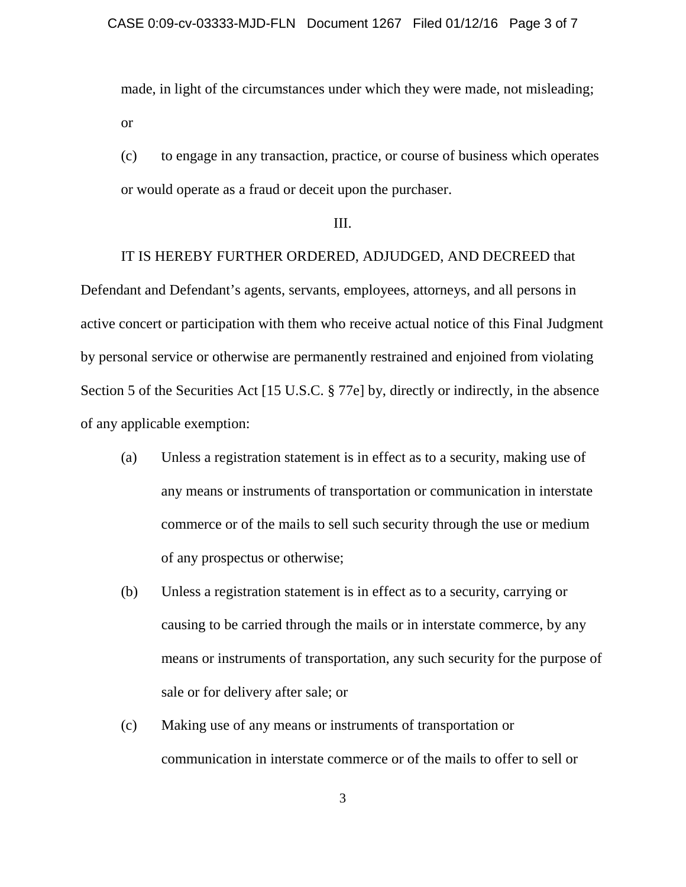made, in light of the circumstances under which they were made, not misleading; or

(c) to engage in any transaction, practice, or course of business which operates or would operate as a fraud or deceit upon the purchaser.

III.

IT IS HEREBY FURTHER ORDERED, ADJUDGED, AND DECREED that Defendant and Defendant's agents, servants, employees, attorneys, and all persons in active concert or participation with them who receive actual notice of this Final Judgment by personal service or otherwise are permanently restrained and enjoined from violating Section 5 of the Securities Act [15 U.S.C. § 77e] by, directly or indirectly, in the absence of any applicable exemption:

(a) Unless a registration statement is in effect as to a security, making use of any means or instruments of transportation or communication in interstate commerce or of the mails to sell such security through the use or medium of any prospectus or otherwise;

(b) Unless a registration statement is in effect as to a security, carrying or causing to be carried through the mails or in interstate commerce, by any means or instruments of transportation, any such security for the purpose of sale or for delivery after sale; or

(c) Making use of any means or instruments of transportation or communication in interstate commerce or of the mails to offer to sell or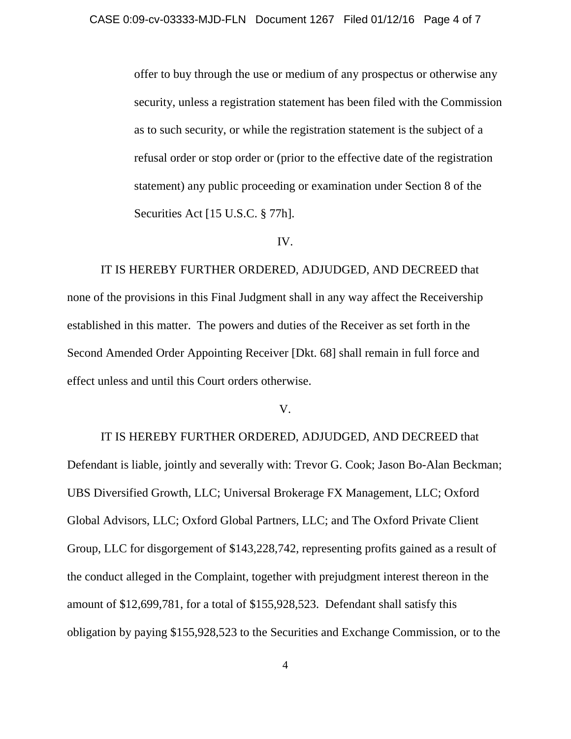offer to buy through the use or medium of any prospectus or otherwise any security, unless a registration statement has been filed with the Commission as to such security, or while the registration statement is the subject of a refusal order or stop order or (prior to the effective date of the registration statement) any public proceeding or examination under Section 8 of the Securities Act [15 U.S.C. § 77h].

IV.

IT IS HEREBY FURTHER ORDERED, ADJUDGED, AND DECREED that none of the provisions in this Final Judgment shall in any way affect the Receivership established in this matter. The powers and duties of the Receiver as set forth in the Second Amended Order Appointing Receiver [Dkt. 68] shall remain in full force and effect unless and until this Court orders otherwise.

V.

IT IS HEREBY FURTHER ORDERED, ADJUDGED, AND DECREED that Defendant is liable, jointly and severally with: Trevor G. Cook; Jason Bo-Alan Beckman; UBS Diversified Growth, LLC; Universal Brokerage FX Management, LLC; Oxford Global Advisors, LLC; Oxford Global Partners, LLC; and The Oxford Private Client Group, LLC for disgorgement of $143,228,742, representing profits gained as a result of the conduct alleged in the Complaint, together with prejudgment interest thereon in the amount of $12,699,781, for a total of $155,928,523. Defendant shall satisfy this obligation by paying $155,928,523 to the Securities and Exchange Commission, or to the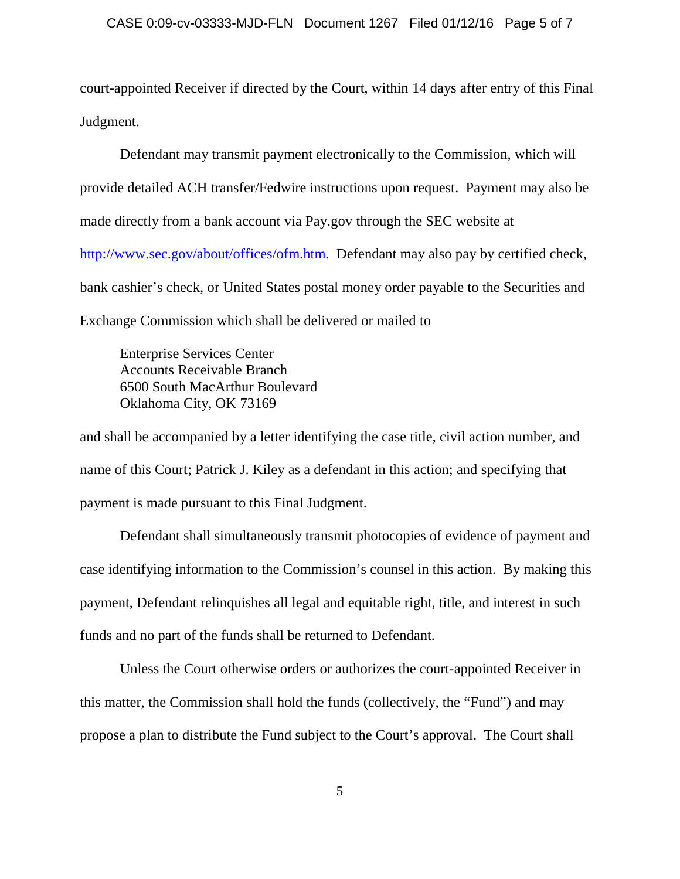court-appointed Receiver if directed by the Court, within 14 days after entry of this Final Judgment.

Defendant may transmit payment electronically to the Commission, which will provide detailed ACH transfer/Fedwire instructions upon request. Payment may also be made directly from a bank account via Pay.gov through the SEC website at http://www.sec.gov/about/offices/ofm.htm. Defendant may also pay by certified check, bank cashier's check, or United States postal money order payable to the Securities and Exchange Commission which shall be delivered or mailed to

> Enterprise Services Center
> Accounts Receivable Branch
> 6500 South MacArthur Boulevard
> Oklahoma City, OK 73169

and shall be accompanied by a letter identifying the case title, civil action number, and name of this Court; Patrick J. Kiley as a defendant in this action; and specifying that payment is made pursuant to this Final Judgment.

Defendant shall simultaneously transmit photocopies of evidence of payment and case identifying information to the Commission's counsel in this action. By making this payment, Defendant relinquishes all legal and equitable right, title, and interest in such funds and no part of the funds shall be returned to Defendant.

Unless the Court otherwise orders or authorizes the court-appointed Receiver in this matter, the Commission shall hold the funds (collectively, the "Fund") and may propose a plan to distribute the Fund subject to the Court's approval. The Court shall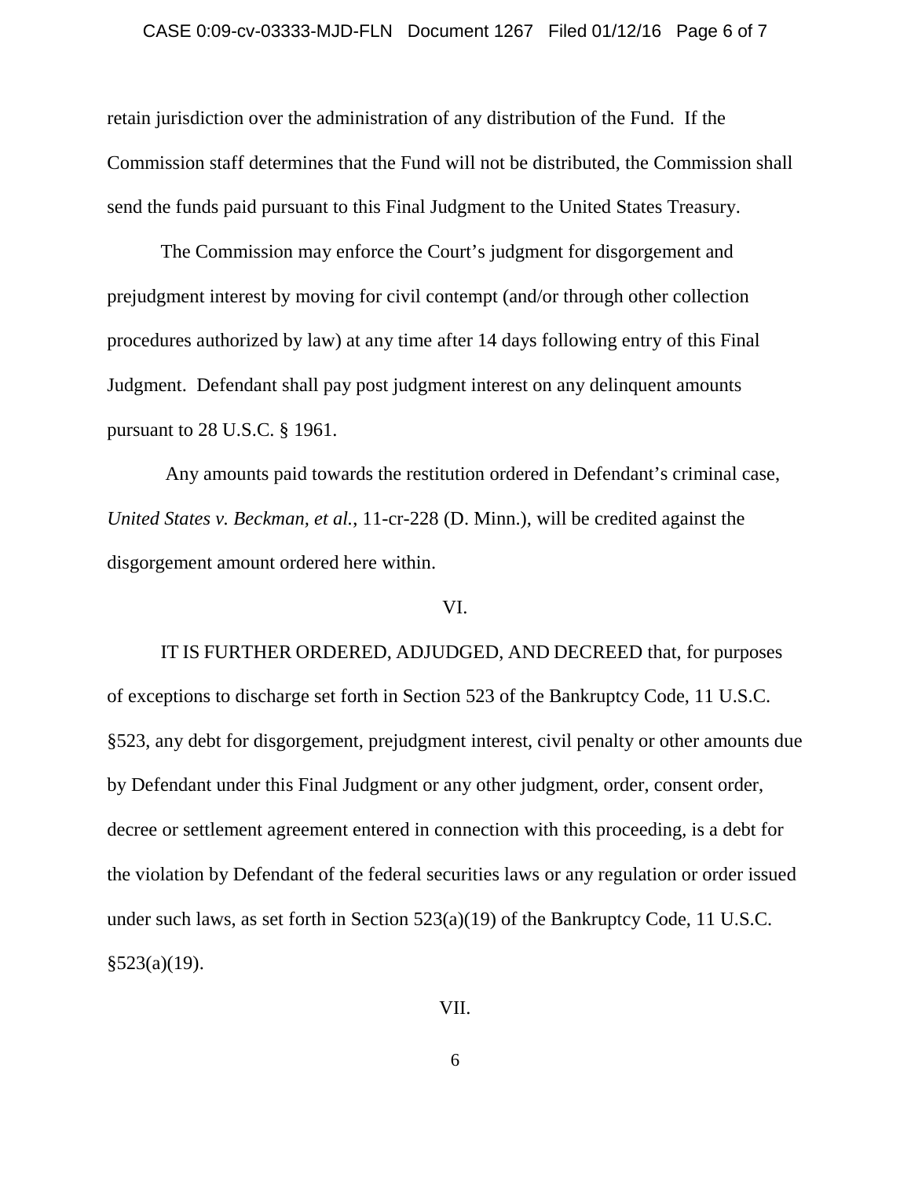retain jurisdiction over the administration of any distribution of the Fund. If the Commission staff determines that the Fund will not be distributed, the Commission shall send the funds paid pursuant to this Final Judgment to the United States Treasury.

The Commission may enforce the Court's judgment for disgorgement and prejudgment interest by moving for civil contempt (and/or through other collection procedures authorized by law) at any time after 14 days following entry of this Final Judgment. Defendant shall pay post judgment interest on any delinquent amounts pursuant to 28 U.S.C. § 1961.

Any amounts paid towards the restitution ordered in Defendant's criminal case, *United States v. Beckman, et al.*, 11-cr-228 (D. Minn.), will be credited against the disgorgement amount ordered here within.

VI.

IT IS FURTHER ORDERED, ADJUDGED, AND DECREED that, for purposes of exceptions to discharge set forth in Section 523 of the Bankruptcy Code, 11 U.S.C. §523, any debt for disgorgement, prejudgment interest, civil penalty or other amounts due by Defendant under this Final Judgment or any other judgment, order, consent order, decree or settlement agreement entered in connection with this proceeding, is a debt for the violation by Defendant of the federal securities laws or any regulation or order issued under such laws, as set forth in Section 523(a)(19) of the Bankruptcy Code, 11 U.S.C. §523(a)(19).

VII.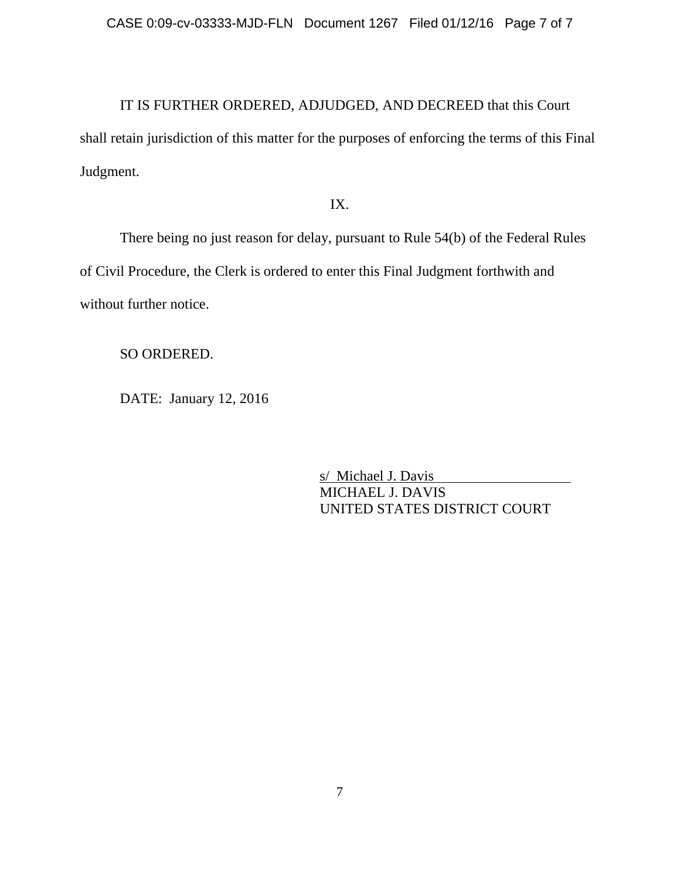IT IS FURTHER ORDERED, ADJUDGED, AND DECREED that this Court shall retain jurisdiction of this matter for the purposes of enforcing the terms of this Final Judgment.

IX.

There being no just reason for delay, pursuant to Rule 54(b) of the Federal Rules of Civil Procedure, the Clerk is ordered to enter this Final Judgment forthwith and without further notice.

SO ORDERED.

DATE: January 12, 2016

s/ Michael J. Davis
MICHAEL J. DAVIS
UNITED STATES DISTRICT COURT